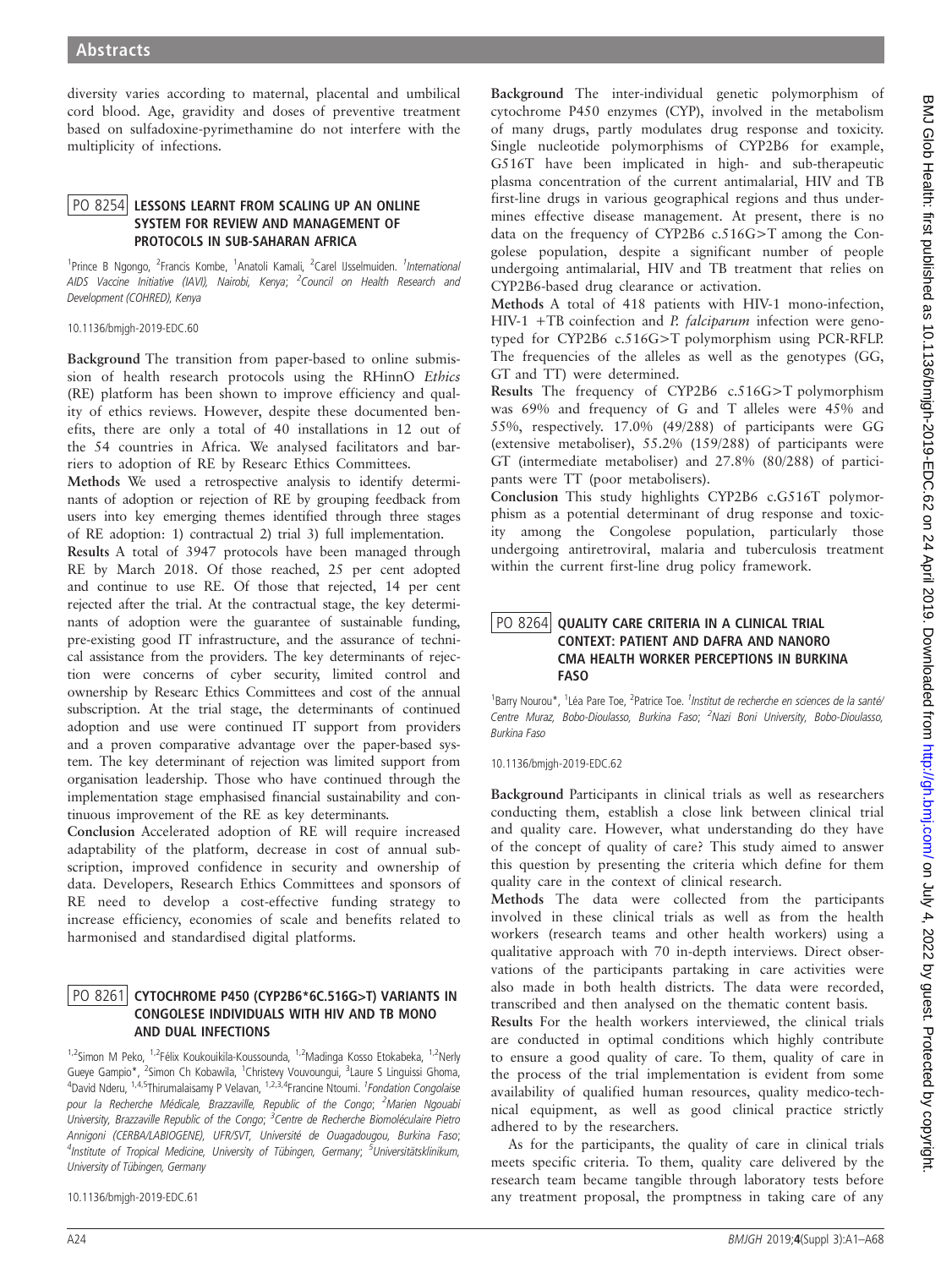diversity varies according to maternal, placental and umbilical cord blood. Age, gravidity and doses of preventive treatment based on sulfadoxine-pyrimethamine do not interfere with the multiplicity of infections.

## PO 8254 LESSONS LEARNT FROM SCALING UP AN ONLINE SYSTEM FOR REVIEW AND MANAGEMENT OF PROTOCOLS IN SUB-SAHARAN AFRICA

[1]Prince B Ngongo, [2]Francis Kombe, [1]Anatoli Kamali, [2]Carel IJsselmuiden. [1]*International AIDS Vaccine Initiative (IAVI), Nairobi, Kenya*; [2]*Council on Health Research and Development (COHRED), Kenya*

10.1136/bmjgh-2019-EDC.60

**Background** The transition from paper-based to online submission of health research protocols using the RHinnO *Ethics* (RE) platform has been shown to improve efficiency and quality of ethics reviews. However, despite these documented benefits, there are only a total of 40 installations in 12 out of the 54 countries in Africa. We analysed facilitators and barriers to adoption of RE by Researc Ethics Committees.

**Methods** We used a retrospective analysis to identify determinants of adoption or rejection of RE by grouping feedback from users into key emerging themes identified through three stages of RE adoption: 1) contractual 2) trial 3) full implementation.

**Results** A total of 3947 protocols have been managed through RE by March 2018. Of those reached, 25 per cent adopted and continue to use RE. Of those that rejected, 14 per cent rejected after the trial. At the contractual stage, the key determinants of adoption were the guarantee of sustainable funding, pre-existing good IT infrastructure, and the assurance of technical assistance from the providers. The key determinants of rejection were concerns of cyber security, limited control and ownership by Researc Ethics Committees and cost of the annual subscription. At the trial stage, the determinants of continued adoption and use were continued IT support from providers and a proven comparative advantage over the paper-based system. The key determinant of rejection was limited support from organisation leadership. Those who have continued through the implementation stage emphasised financial sustainability and continuous improvement of the RE as key determinants.

**Conclusion** Accelerated adoption of RE will require increased adaptability of the platform, decrease in cost of annual subscription, improved confidence in security and ownership of data. Developers, Research Ethics Committees and sponsors of RE need to develop a cost-effective funding strategy to increase efficiency, economies of scale and benefits related to harmonised and standardised digital platforms.

## PO 8261 CYTOCHROME P450 (CYP2B6*6C.516G>T) VARIANTS IN CONGOLESE INDIVIDUALS WITH HIV AND TB MONO AND DUAL INFECTIONS

[1,2]Simon M Peko, [1,2]Félix Koukouikila-Koussounda, [1,2]Madinga Kosso Etokabeka, [1,2]Nerly Gueye Gampio*, [2]Simon Ch Kobawila, [1]Christevy Vouvoungui, [3]Laure S Linguissi Ghoma, [4]David Nderu, [1,4,5]Thirumalaisamy P Velavan, [1,2,3,4]Francine Ntoumi. [1]*Fondation Congolaise pour la Recherche Médicale, Brazzaville, Republic of the Congo*; [2]*Marien Ngouabi University, Brazzaville Republic of the Congo*; [3]*Centre de Recherche Biomoléculaire Pietro Annigoni (CERBA/LABIOGENE), UFR/SVT, Université de Ouagadougou, Burkina Faso*; [4]*Institute of Tropical Medicine, University of Tübingen, Germany*; [5]*Universitätsklinikum, University of Tübingen, Germany*

10.1136/bmjgh-2019-EDC.61

**Background** The inter-individual genetic polymorphism of cytochrome P450 enzymes (CYP), involved in the metabolism of many drugs, partly modulates drug response and toxicity. Single nucleotide polymorphisms of CYP2B6 for example, G516T have been implicated in high- and sub-therapeutic plasma concentration of the current antimalarial, HIV and TB first-line drugs in various geographical regions and thus undermines effective disease management. At present, there is no data on the frequency of CYP2B6 c.516G>T among the Congolese population, despite a significant number of people undergoing antimalarial, HIV and TB treatment that relies on CYP2B6-based drug clearance or activation.

**Methods** A total of 418 patients with HIV-1 mono-infection, HIV-1 +TB coinfection and *P. falciparum* infection were genotyped for CYP2B6 c.516G>T polymorphism using PCR-RFLP. The frequencies of the alleles as well as the genotypes (GG, GT and TT) were determined.

**Results** The frequency of CYP2B6 c.516G>T polymorphism was 69% and frequency of G and T alleles were 45% and 55%, respectively. 17.0% (49/288) of participants were GG (extensive metaboliser), 55.2% (159/288) of participants were GT (intermediate metaboliser) and 27.8% (80/288) of participants were TT (poor metabolisers).

**Conclusion** This study highlights CYP2B6 c.G516T polymorphism as a potential determinant of drug response and toxicity among the Congolese population, particularly those undergoing antiretroviral, malaria and tuberculosis treatment within the current first-line drug policy framework.

## PO 8264 QUALITY CARE CRITERIA IN A CLINICAL TRIAL CONTEXT: PATIENT AND DAFRA AND NANORO CMA HEALTH WORKER PERCEPTIONS IN BURKINA FASO

[1]Barry Nourou*, [1]Léa Pare Toe, [2]Patrice Toe. [1]*Institut de recherche en sciences de la santé/ Centre Muraz, Bobo-Dioulasso, Burkina Faso*; [2]*Nazi Boni University, Bobo-Dioulasso, Burkina Faso*

10.1136/bmjgh-2019-EDC.62

**Background** Participants in clinical trials as well as researchers conducting them, establish a close link between clinical trial and quality care. However, what understanding do they have of the concept of quality of care? This study aimed to answer this question by presenting the criteria which define for them quality care in the context of clinical research.

**Methods** The data were collected from the participants involved in these clinical trials as well as from the health workers (research teams and other health workers) using a qualitative approach with 70 in-depth interviews. Direct observations of the participants partaking in care activities were also made in both health districts. The data were recorded, transcribed and then analysed on the thematic content basis.

**Results** For the health workers interviewed, the clinical trials are conducted in optimal conditions which highly contribute to ensure a good quality of care. To them, quality of care in the process of the trial implementation is evident from some availability of qualified human resources, quality medico-technical equipment, as well as good clinical practice strictly adhered to by the researchers.

As for the participants, the quality of care in clinical trials meets specific criteria. To them, quality care delivered by the research team became tangible through laboratory tests before any treatment proposal, the promptness in taking care of any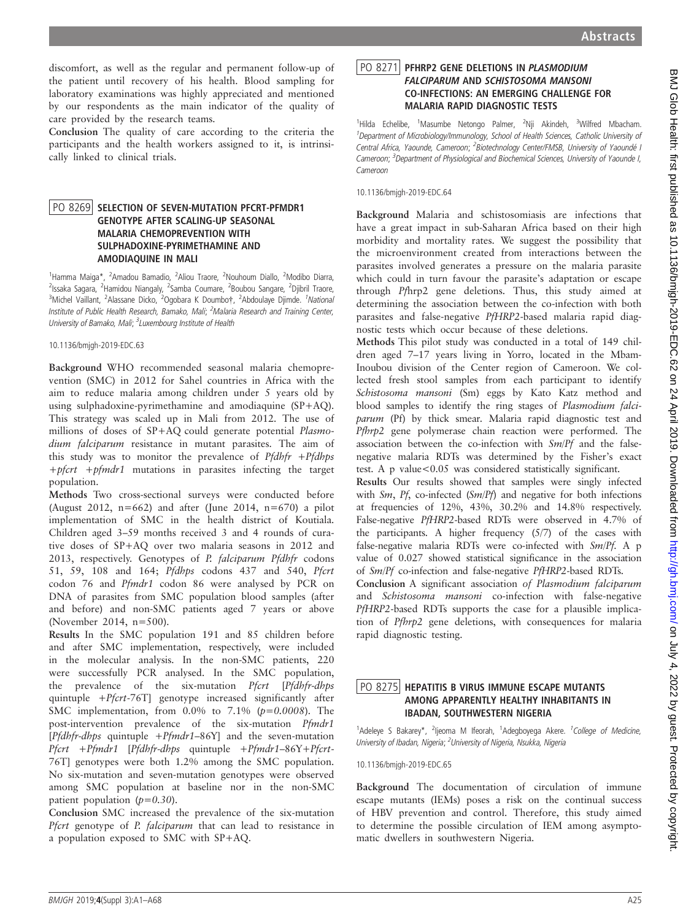discomfort, as well as the regular and permanent follow-up of the patient until recovery of his health. Blood sampling for laboratory examinations was highly appreciated and mentioned by our respondents as the main indicator of the quality of care provided by the research teams.

**Conclusion** The quality of care according to the criteria the participants and the health workers assigned to it, is intrinsically linked to clinical trials.

## PO 8269 SELECTION OF SEVEN-MUTATION PFCRT-PFMDR1 GENOTYPE AFTER SCALING-UP SEASONAL MALARIA CHEMOPREVENTION WITH SULPHADOXINE-PYRIMETHAMINE AND AMODIAQUINE IN MALI

[1]Hamma Maiga*, [2]Amadou Bamadio, [2]Aliou Traore, [2]Nouhoum Diallo, [2]Modibo Diarra, [2]Issaka Sagara, [2]Hamidou Niangaly, [2]Samba Coumare, [2]Boubou Sangare, [2]Djibril Traore, [3]Michel Vaillant, [2]Alassane Dicko, [2]Ogobara K Doumbo†, [2]Abdoulaye Djimde. [1]National Institute of Public Health Research, Bamako, Mali; [2]Malaria Research and Training Center, University of Bamako, Mali; [3]Luxembourg Institute of Health

10.1136/bmjgh-2019-EDC.63

**Background** WHO recommended seasonal malaria chemoprevention (SMC) in 2012 for Sahel countries in Africa with the aim to reduce malaria among children under 5 years old by using sulphadoxine-pyrimethamine and amodiaquine (SP+AQ). This strategy was scaled up in Mali from 2012. The use of millions of doses of SP+AQ could generate potential *Plasmodium falciparum* resistance in mutant parasites. The aim of this study was to monitor the prevalence of *Pfdhfr +Pfdhps +pfcrt +pfmdr1* mutations in parasites infecting the target population.

**Methods** Two cross-sectional surveys were conducted before (August 2012, n=662) and after (June 2014, n=670) a pilot implementation of SMC in the health district of Koutiala. Children aged 3–59 months received 3 and 4 rounds of curative doses of SP+AQ over two malaria seasons in 2012 and 2013, respectively. Genotypes of *P. falciparum Pfdhfr* codons 51, 59, 108 and 164; *Pfdhps* codons 437 and 540, *Pfcrt* codon 76 and *Pfmdr1* codon 86 were analysed by PCR on DNA of parasites from SMC population blood samples (after and before) and non-SMC patients aged 7 years or above (November 2014, n=500).

**Results** In the SMC population 191 and 85 children before and after SMC implementation, respectively, were included in the molecular analysis. In the non-SMC patients, 220 were successfully PCR analysed. In the SMC population, the prevalence of the six-mutation *Pfcrt* [*Pfdhfr-dhps* quintuple +*Pfcrt*-76T] genotype increased significantly after SMC implementation, from 0.0% to 7.1% ($p=0.0008$). The post-intervention prevalence of the six-mutation *Pfmdr1* [*Pfdhfr-dhps* quintuple +*Pfmdr1*–86Y] and the seven-mutation *Pfcrt* +*Pfmdr1* [*Pfdhfr-dhps* quintuple +*Pfmdr1*–86Y+*Pfcrt*-76T] genotypes were both 1.2% among the SMC population. No six-mutation and seven-mutation genotypes were observed among SMC population at baseline nor in the non-SMC patient population ($p=0.30$).

**Conclusion** SMC increased the prevalence of the six-mutation *Pfcrt* genotype of *P. falciparum* that can lead to resistance in a population exposed to SMC with SP+AQ.

## PO 8271 PFHRP2 GENE DELETIONS IN *PLASMODIUM FALCIPARUM* AND *SCHISTOSOMA MANSONI* CO-INFECTIONS: AN EMERGING CHALLENGE FOR MALARIA RAPID DIAGNOSTIC TESTS

[1]Hilda Echelibe, [1]Masumbe Netongo Palmer, [2]Nji Akindeh, [3]Wilfred Mbacham. [1]Department of Microbiology/Immunology, School of Health Sciences, Catholic University of Central Africa, Yaounde, Cameroon; [2]Biotechnology Center/FMSB, University of Yaoundé I Cameroon; [3]Department of Physiological and Biochemical Sciences, University of Yaounde I, Cameroon

10.1136/bmjgh-2019-EDC.64

**Background** Malaria and schistosomiasis are infections that have a great impact in sub-Saharan Africa based on their high morbidity and mortality rates. We suggest the possibility that the microenvironment created from interactions between the parasites involved generates a pressure on the malaria parasite which could in turn favour the parasite's adaptation or escape through *Pf*hrp2 gene deletions. Thus, this study aimed at determining the association between the co-infection with both parasites and false-negative *PfHRP2*-based malaria rapid diagnostic tests which occur because of these deletions.

**Methods** This pilot study was conducted in a total of 149 children aged 7–17 years living in Yorro, located in the Mbam-Inoubou division of the Center region of Cameroon. We collected fresh stool samples from each participant to identify *Schistosoma mansoni* (Sm) eggs by Kato Katz method and blood samples to identify the ring stages of *Plasmodium falciparum* (Pf) by thick smear. Malaria rapid diagnostic test and *Pfhrp2* gene polymerase chain reaction were performed. The association between the co-infection with *Sm*/*Pf* and the false-negative malaria RDTs was determined by the Fisher's exact test. A p value<0.05 was considered statistically significant.

**Results** Our results showed that samples were singly infected with *Sm*, *Pf*, co-infected (*Sm*/*Pf*) and negative for both infections at frequencies of 12%, 43%, 30.2% and 14.8% respectively. False-negative *PfHRP2*-based RDTs were observed in 4.7% of the participants. A higher frequency (5/7) of the cases with false-negative malaria RDTs were co-infected with *Sm*/*Pf*. A p value of 0.027 showed statistical significance in the association of *Sm*/*Pf* co-infection and false-negative *PfHRP2*-based RDTs.

**Conclusion** A significant association *of Plasmodium falciparum* and *Schistosoma mansoni* co-infection with false-negative *PfHRP2*-based RDTs supports the case for a plausible implication of *Pfhrp2* gene deletions, with consequences for malaria rapid diagnostic testing.

## PO 8275 HEPATITIS B VIRUS IMMUNE ESCAPE MUTANTS AMONG APPARENTLY HEALTHY INHABITANTS IN IBADAN, SOUTHWESTERN NIGERIA

[1]Adeleye S Bakarey*, [2]Ijeoma M Ifeorah, [1]Adegboyega Akere. [1]College of Medicine, University of Ibadan, Nigeria; [2]University of Nigeria, Nsukka, Nigeria

10.1136/bmjgh-2019-EDC.65

**Background** The documentation of circulation of immune escape mutants (IEMs) poses a risk on the continual success of HBV prevention and control. Therefore, this study aimed to determine the possible circulation of IEM among asymptomatic dwellers in southwestern Nigeria.